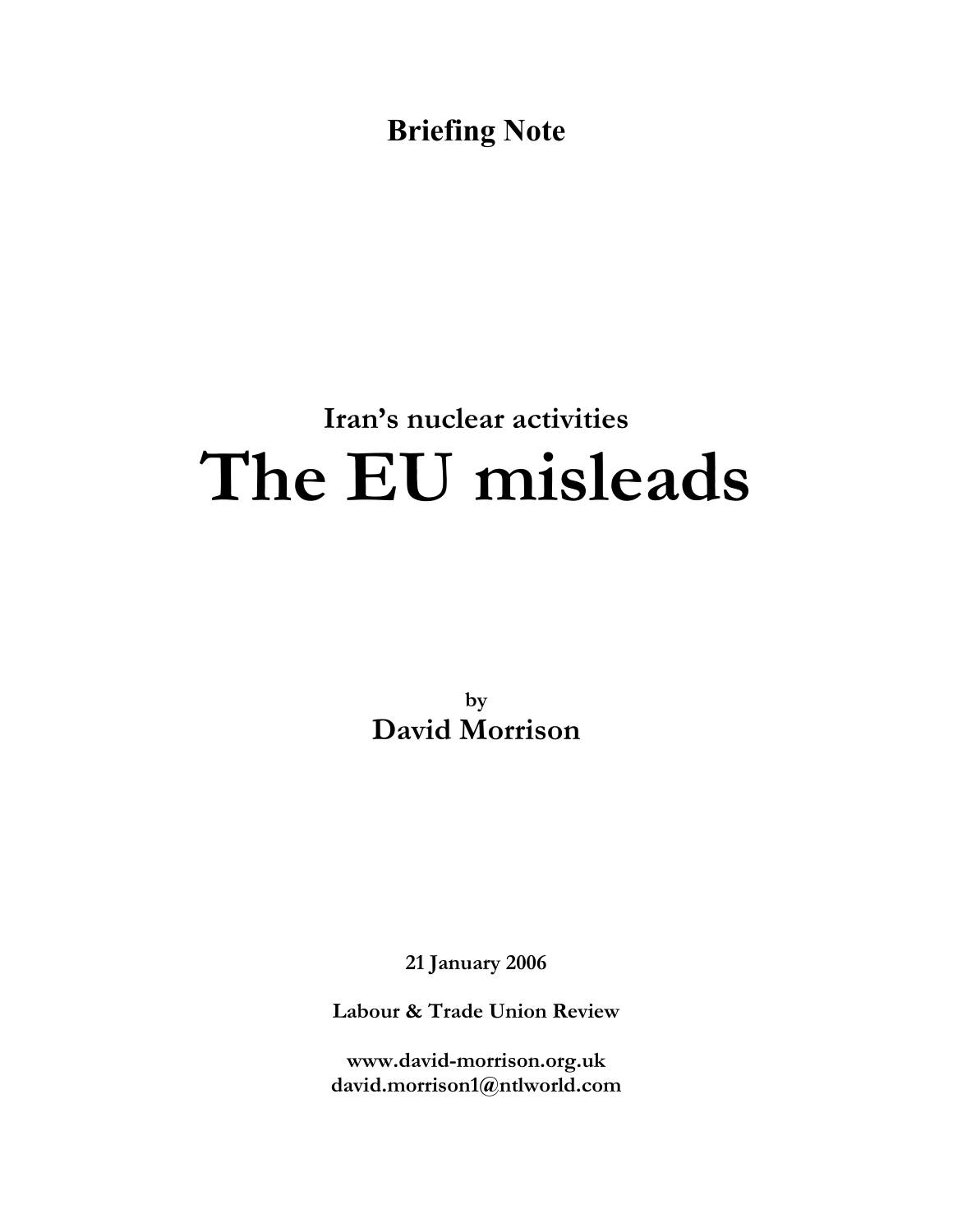**Briefing Note**

### Iran's nuclear activities

# The EU misleads

by

**David Morrison**

**21 January 2006**

**Labour & Trade Union Review**

**www.david-morrison.org.uk**
**david.morrison1@ntlworld.com**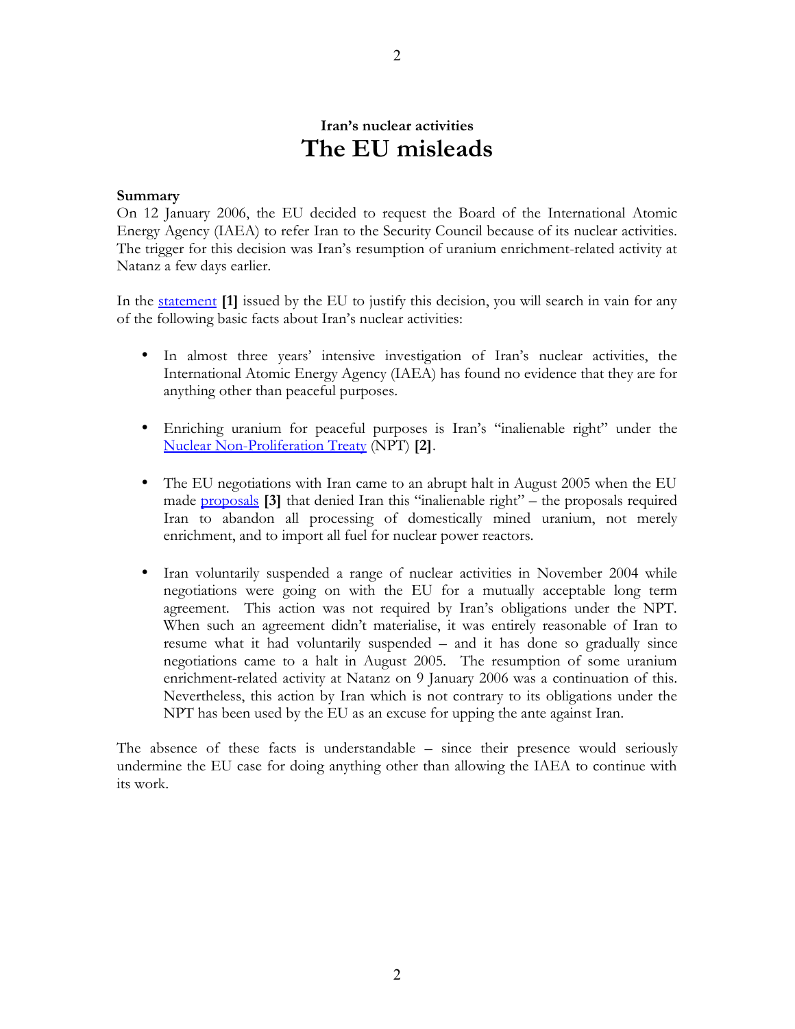### Iran's nuclear activities

# The EU misleads

**Summary**

On 12 January 2006, the EU decided to request the Board of the International Atomic Energy Agency (IAEA) to refer Iran to the Security Council because of its nuclear activities. The trigger for this decision was Iran's resumption of uranium enrichment-related activity at Natanz a few days earlier.

In the statement **[1]** issued by the EU to justify this decision, you will search in vain for any of the following basic facts about Iran's nuclear activities:

- In almost three years' intensive investigation of Iran's nuclear activities, the International Atomic Energy Agency (IAEA) has found no evidence that they are for anything other than peaceful purposes.

- Enriching uranium for peaceful purposes is Iran's "inalienable right" under the Nuclear Non-Proliferation Treaty (NPT) **[2]**.

- The EU negotiations with Iran came to an abrupt halt in August 2005 when the EU made proposals **[3]** that denied Iran this "inalienable right" – the proposals required Iran to abandon all processing of domestically mined uranium, not merely enrichment, and to import all fuel for nuclear power reactors.

- Iran voluntarily suspended a range of nuclear activities in November 2004 while negotiations were going on with the EU for a mutually acceptable long term agreement. This action was not required by Iran's obligations under the NPT. When such an agreement didn't materialise, it was entirely reasonable of Iran to resume what it had voluntarily suspended – and it has done so gradually since negotiations came to a halt in August 2005. The resumption of some uranium enrichment-related activity at Natanz on 9 January 2006 was a continuation of this. Nevertheless, this action by Iran which is not contrary to its obligations under the NPT has been used by the EU as an excuse for upping the ante against Iran.

The absence of these facts is understandable – since their presence would seriously undermine the EU case for doing anything other than allowing the IAEA to continue with its work.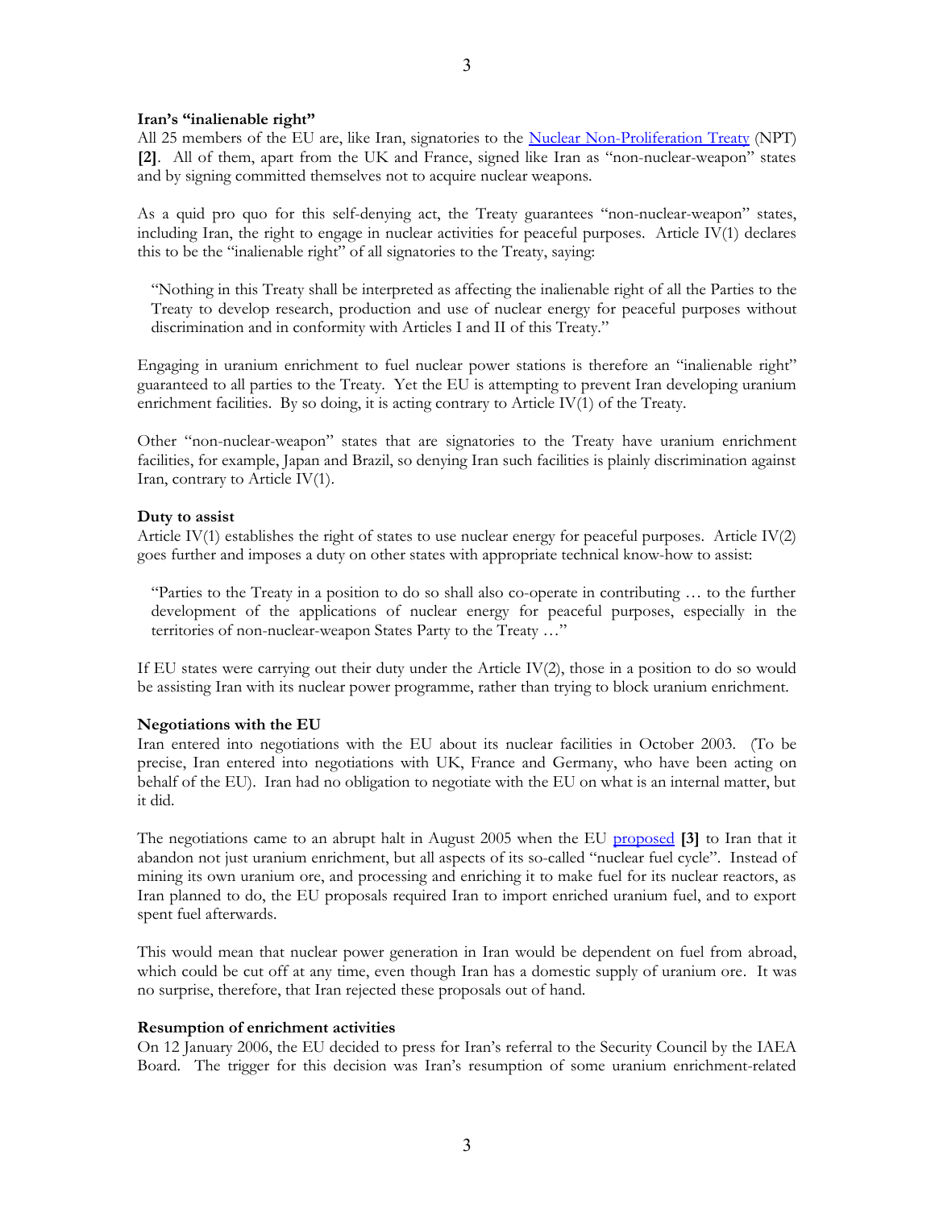**Iran's "inalienable right"**

All 25 members of the EU are, like Iran, signatories to the Nuclear Non-Proliferation Treaty (NPT) **[2]**. All of them, apart from the UK and France, signed like Iran as "non-nuclear-weapon" states and by signing committed themselves not to acquire nuclear weapons.

As a quid pro quo for this self-denying act, the Treaty guarantees "non-nuclear-weapon" states, including Iran, the right to engage in nuclear activities for peaceful purposes. Article IV(1) declares this to be the "inalienable right" of all signatories to the Treaty, saying:

> "Nothing in this Treaty shall be interpreted as affecting the inalienable right of all the Parties to the Treaty to develop research, production and use of nuclear energy for peaceful purposes without discrimination and in conformity with Articles I and II of this Treaty."

Engaging in uranium enrichment to fuel nuclear power stations is therefore an "inalienable right" guaranteed to all parties to the Treaty. Yet the EU is attempting to prevent Iran developing uranium enrichment facilities. By so doing, it is acting contrary to Article IV(1) of the Treaty.

Other "non-nuclear-weapon" states that are signatories to the Treaty have uranium enrichment facilities, for example, Japan and Brazil, so denying Iran such facilities is plainly discrimination against Iran, contrary to Article IV(1).

**Duty to assist**

Article IV(1) establishes the right of states to use nuclear energy for peaceful purposes. Article IV(2) goes further and imposes a duty on other states with appropriate technical know-how to assist:

> "Parties to the Treaty in a position to do so shall also co-operate in contributing … to the further development of the applications of nuclear energy for peaceful purposes, especially in the territories of non-nuclear-weapon States Party to the Treaty …"

If EU states were carrying out their duty under the Article IV(2), those in a position to do so would be assisting Iran with its nuclear power programme, rather than trying to block uranium enrichment.

**Negotiations with the EU**

Iran entered into negotiations with the EU about its nuclear facilities in October 2003. (To be precise, Iran entered into negotiations with UK, France and Germany, who have been acting on behalf of the EU). Iran had no obligation to negotiate with the EU on what is an internal matter, but it did.

The negotiations came to an abrupt halt in August 2005 when the EU proposed **[3]** to Iran that it abandon not just uranium enrichment, but all aspects of its so-called "nuclear fuel cycle". Instead of mining its own uranium ore, and processing and enriching it to make fuel for its nuclear reactors, as Iran planned to do, the EU proposals required Iran to import enriched uranium fuel, and to export spent fuel afterwards.

This would mean that nuclear power generation in Iran would be dependent on fuel from abroad, which could be cut off at any time, even though Iran has a domestic supply of uranium ore. It was no surprise, therefore, that Iran rejected these proposals out of hand.

**Resumption of enrichment activities**

On 12 January 2006, the EU decided to press for Iran's referral to the Security Council by the IAEA Board. The trigger for this decision was Iran's resumption of some uranium enrichment-related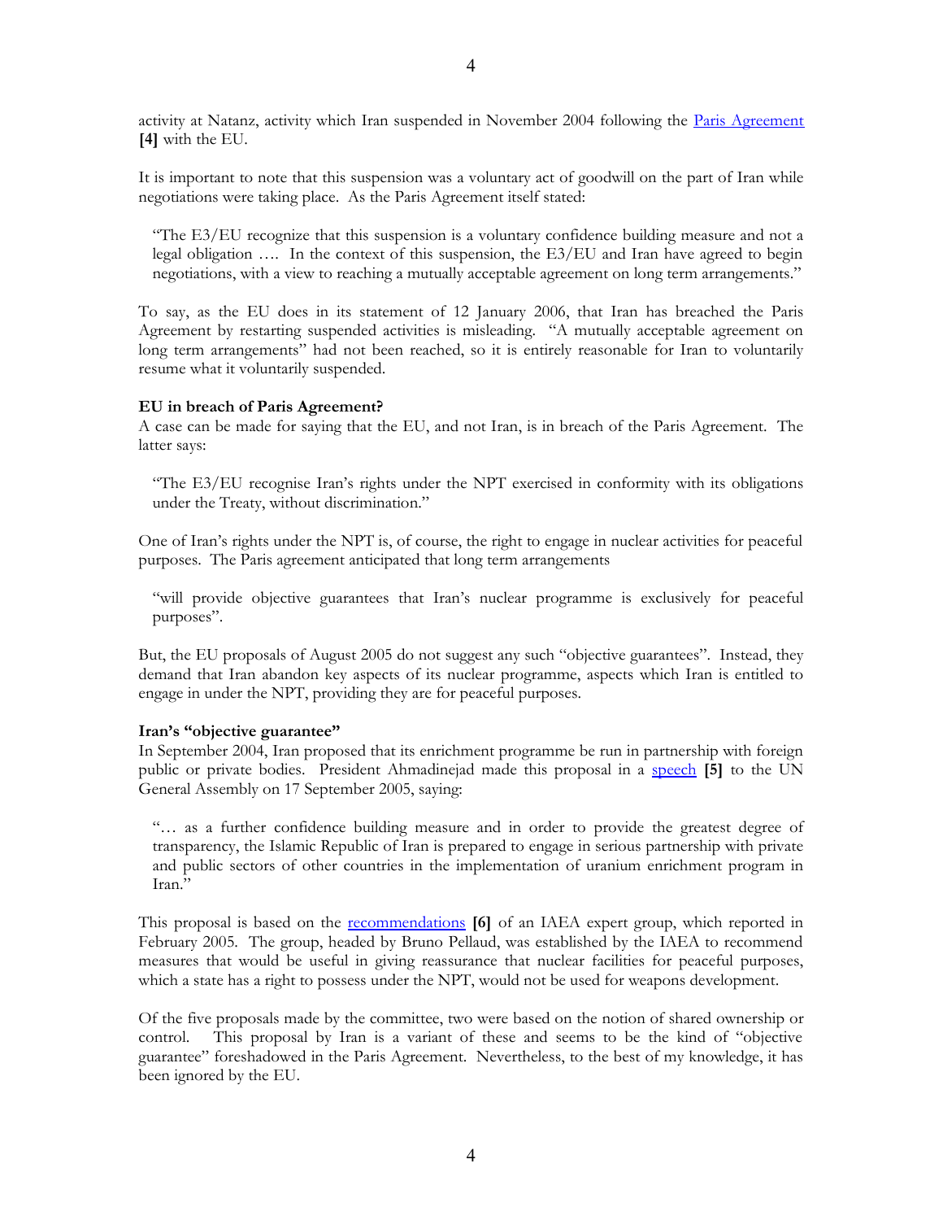activity at Natanz, activity which Iran suspended in November 2004 following the Paris Agreement **[4]** with the EU.

It is important to note that this suspension was a voluntary act of goodwill on the part of Iran while negotiations were taking place. As the Paris Agreement itself stated:

> "The E3/EU recognize that this suspension is a voluntary confidence building measure and not a legal obligation …. In the context of this suspension, the E3/EU and Iran have agreed to begin negotiations, with a view to reaching a mutually acceptable agreement on long term arrangements."

To say, as the EU does in its statement of 12 January 2006, that Iran has breached the Paris Agreement by restarting suspended activities is misleading. "A mutually acceptable agreement on long term arrangements" had not been reached, so it is entirely reasonable for Iran to voluntarily resume what it voluntarily suspended.

**EU in breach of Paris Agreement?**

A case can be made for saying that the EU, and not Iran, is in breach of the Paris Agreement. The latter says:

> "The E3/EU recognise Iran's rights under the NPT exercised in conformity with its obligations under the Treaty, without discrimination."

One of Iran's rights under the NPT is, of course, the right to engage in nuclear activities for peaceful purposes. The Paris agreement anticipated that long term arrangements

> "will provide objective guarantees that Iran's nuclear programme is exclusively for peaceful purposes".

But, the EU proposals of August 2005 do not suggest any such "objective guarantees". Instead, they demand that Iran abandon key aspects of its nuclear programme, aspects which Iran is entitled to engage in under the NPT, providing they are for peaceful purposes.

**Iran's "objective guarantee"**

In September 2004, Iran proposed that its enrichment programme be run in partnership with foreign public or private bodies. President Ahmadinejad made this proposal in a speech **[5]** to the UN General Assembly on 17 September 2005, saying:

> "… as a further confidence building measure and in order to provide the greatest degree of transparency, the Islamic Republic of Iran is prepared to engage in serious partnership with private and public sectors of other countries in the implementation of uranium enrichment program in Iran."

This proposal is based on the recommendations **[6]** of an IAEA expert group, which reported in February 2005. The group, headed by Bruno Pellaud, was established by the IAEA to recommend measures that would be useful in giving reassurance that nuclear facilities for peaceful purposes, which a state has a right to possess under the NPT, would not be used for weapons development.

Of the five proposals made by the committee, two were based on the notion of shared ownership or control. This proposal by Iran is a variant of these and seems to be the kind of "objective guarantee" foreshadowed in the Paris Agreement. Nevertheless, to the best of my knowledge, it has been ignored by the EU.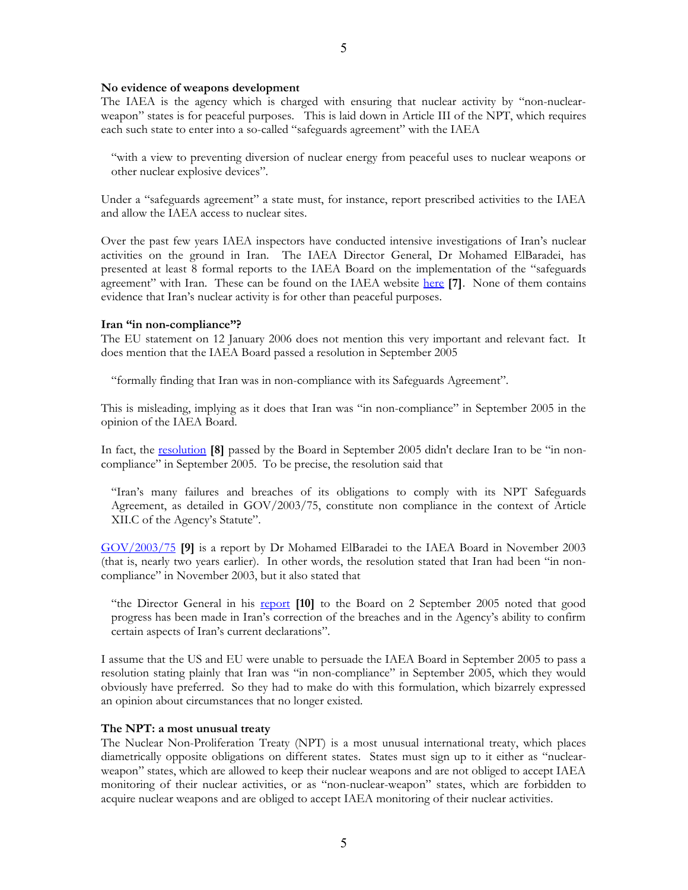**No evidence of weapons development**

The IAEA is the agency which is charged with ensuring that nuclear activity by "non-nuclear-weapon" states is for peaceful purposes. This is laid down in Article III of the NPT, which requires each such state to enter into a so-called "safeguards agreement" with the IAEA

> "with a view to preventing diversion of nuclear energy from peaceful uses to nuclear weapons or other nuclear explosive devices".

Under a "safeguards agreement" a state must, for instance, report prescribed activities to the IAEA and allow the IAEA access to nuclear sites.

Over the past few years IAEA inspectors have conducted intensive investigations of Iran's nuclear activities on the ground in Iran. The IAEA Director General, Dr Mohamed ElBaradei, has presented at least 8 formal reports to the IAEA Board on the implementation of the "safeguards agreement" with Iran. These can be found on the IAEA website here **[7]**. None of them contains evidence that Iran's nuclear activity is for other than peaceful purposes.

**Iran "in non-compliance"?**

The EU statement on 12 January 2006 does not mention this very important and relevant fact. It does mention that the IAEA Board passed a resolution in September 2005

> "formally finding that Iran was in non-compliance with its Safeguards Agreement".

This is misleading, implying as it does that Iran was "in non-compliance" in September 2005 in the opinion of the IAEA Board.

In fact, the resolution **[8]** passed by the Board in September 2005 didn't declare Iran to be "in non-compliance" in September 2005. To be precise, the resolution said that

> "Iran's many failures and breaches of its obligations to comply with its NPT Safeguards Agreement, as detailed in GOV/2003/75, constitute non compliance in the context of Article XII.C of the Agency's Statute".

GOV/2003/75 **[9]** is a report by Dr Mohamed ElBaradei to the IAEA Board in November 2003 (that is, nearly two years earlier). In other words, the resolution stated that Iran had been "in non-compliance" in November 2003, but it also stated that

> "the Director General in his report **[10]** to the Board on 2 September 2005 noted that good progress has been made in Iran's correction of the breaches and in the Agency's ability to confirm certain aspects of Iran's current declarations".

I assume that the US and EU were unable to persuade the IAEA Board in September 2005 to pass a resolution stating plainly that Iran was "in non-compliance" in September 2005, which they would obviously have preferred. So they had to make do with this formulation, which bizarrely expressed an opinion about circumstances that no longer existed.

**The NPT: a most unusual treaty**

The Nuclear Non-Proliferation Treaty (NPT) is a most unusual international treaty, which places diametrically opposite obligations on different states. States must sign up to it either as "nuclear-weapon" states, which are allowed to keep their nuclear weapons and are not obliged to accept IAEA monitoring of their nuclear activities, or as "non-nuclear-weapon" states, which are forbidden to acquire nuclear weapons and are obliged to accept IAEA monitoring of their nuclear activities.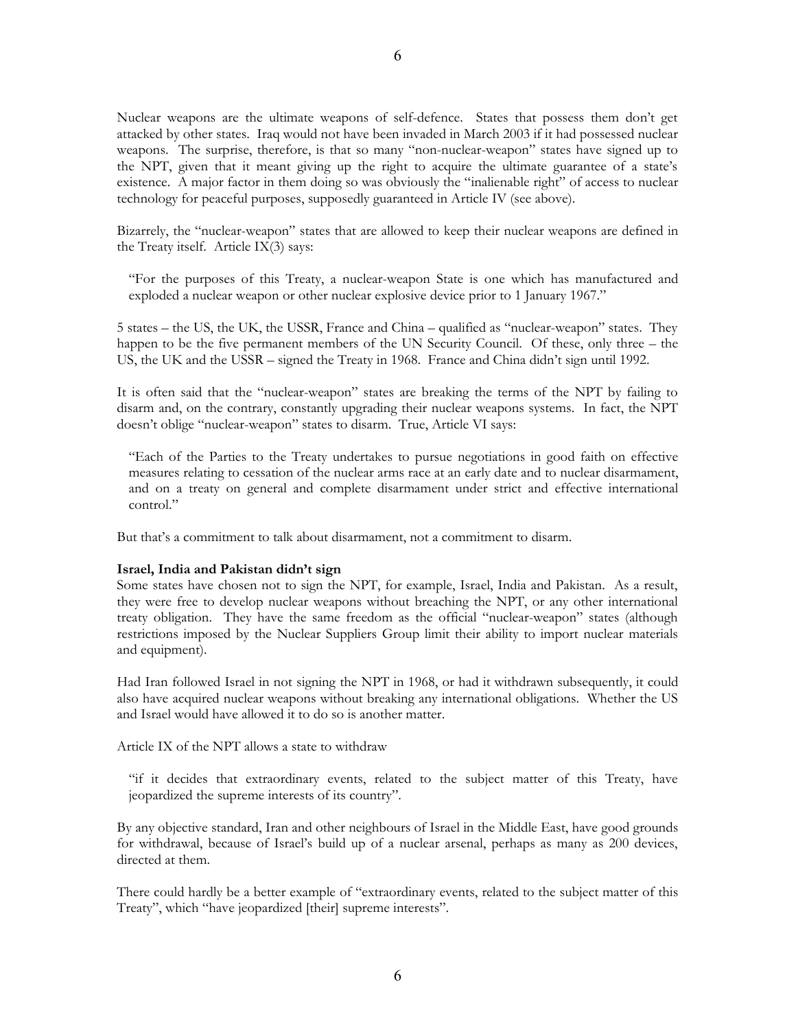Nuclear weapons are the ultimate weapons of self-defence. States that possess them don't get attacked by other states. Iraq would not have been invaded in March 2003 if it had possessed nuclear weapons. The surprise, therefore, is that so many "non-nuclear-weapon" states have signed up to the NPT, given that it meant giving up the right to acquire the ultimate guarantee of a state's existence. A major factor in them doing so was obviously the "inalienable right" of access to nuclear technology for peaceful purposes, supposedly guaranteed in Article IV (see above).

Bizarrely, the "nuclear-weapon" states that are allowed to keep their nuclear weapons are defined in the Treaty itself. Article IX(3) says:

> "For the purposes of this Treaty, a nuclear-weapon State is one which has manufactured and exploded a nuclear weapon or other nuclear explosive device prior to 1 January 1967."

5 states – the US, the UK, the USSR, France and China – qualified as "nuclear-weapon" states. They happen to be the five permanent members of the UN Security Council. Of these, only three – the US, the UK and the USSR – signed the Treaty in 1968. France and China didn't sign until 1992.

It is often said that the "nuclear-weapon" states are breaking the terms of the NPT by failing to disarm and, on the contrary, constantly upgrading their nuclear weapons systems. In fact, the NPT doesn't oblige "nuclear-weapon" states to disarm. True, Article VI says:

> "Each of the Parties to the Treaty undertakes to pursue negotiations in good faith on effective measures relating to cessation of the nuclear arms race at an early date and to nuclear disarmament, and on a treaty on general and complete disarmament under strict and effective international control."

But that's a commitment to talk about disarmament, not a commitment to disarm.

**Israel, India and Pakistan didn't sign**

Some states have chosen not to sign the NPT, for example, Israel, India and Pakistan. As a result, they were free to develop nuclear weapons without breaching the NPT, or any other international treaty obligation. They have the same freedom as the official "nuclear-weapon" states (although restrictions imposed by the Nuclear Suppliers Group limit their ability to import nuclear materials and equipment).

Had Iran followed Israel in not signing the NPT in 1968, or had it withdrawn subsequently, it could also have acquired nuclear weapons without breaking any international obligations. Whether the US and Israel would have allowed it to do so is another matter.

Article IX of the NPT allows a state to withdraw

> "if it decides that extraordinary events, related to the subject matter of this Treaty, have jeopardized the supreme interests of its country".

By any objective standard, Iran and other neighbours of Israel in the Middle East, have good grounds for withdrawal, because of Israel's build up of a nuclear arsenal, perhaps as many as 200 devices, directed at them.

There could hardly be a better example of "extraordinary events, related to the subject matter of this Treaty", which "have jeopardized [their] supreme interests".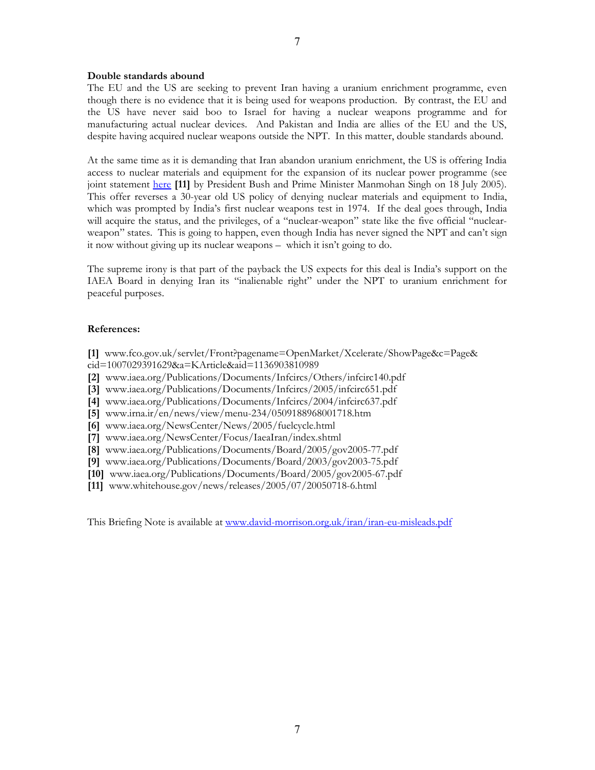**Double standards abound**

The EU and the US are seeking to prevent Iran having a uranium enrichment programme, even though there is no evidence that it is being used for weapons production. By contrast, the EU and the US have never said boo to Israel for having a nuclear weapons programme and for manufacturing actual nuclear devices. And Pakistan and India are allies of the EU and the US, despite having acquired nuclear weapons outside the NPT. In this matter, double standards abound.

At the same time as it is demanding that Iran abandon uranium enrichment, the US is offering India access to nuclear materials and equipment for the expansion of its nuclear power programme (see joint statement here **[11]** by President Bush and Prime Minister Manmohan Singh on 18 July 2005). This offer reverses a 30-year old US policy of denying nuclear materials and equipment to India, which was prompted by India's first nuclear weapons test in 1974. If the deal goes through, India will acquire the status, and the privileges, of a "nuclear-weapon" state like the five official "nuclear-weapon" states. This is going to happen, even though India has never signed the NPT and can't sign it now without giving up its nuclear weapons – which it isn't going to do.

The supreme irony is that part of the payback the US expects for this deal is India's support on the IAEA Board in denying Iran its "inalienable right" under the NPT to uranium enrichment for peaceful purposes.

**References:**

**[1]** www.fco.gov.uk/servlet/Front?pagename=OpenMarket/Xcelerate/ShowPage&c=Page&cid=1007029391629&a=KArticle&aid=1136903810989
**[2]** www.iaea.org/Publications/Documents/Infcircs/Others/infcirc140.pdf
**[3]** www.iaea.org/Publications/Documents/Infcircs/2005/infcirc651.pdf
**[4]** www.iaea.org/Publications/Documents/Infcircs/2004/infcirc637.pdf
**[5]** www.irna.ir/en/news/view/menu-234/0509188968001718.htm
**[6]** www.iaea.org/NewsCenter/News/2005/fuelcycle.html
**[7]** www.iaea.org/NewsCenter/Focus/IaeaIran/index.shtml
**[8]** www.iaea.org/Publications/Documents/Board/2005/gov2005-77.pdf
**[9]** www.iaea.org/Publications/Documents/Board/2003/gov2003-75.pdf
**[10]** www.iaea.org/Publications/Documents/Board/2005/gov2005-67.pdf
**[11]** www.whitehouse.gov/news/releases/2005/07/20050718-6.html

This Briefing Note is available at www.david-morrison.org.uk/iran/iran-eu-misleads.pdf